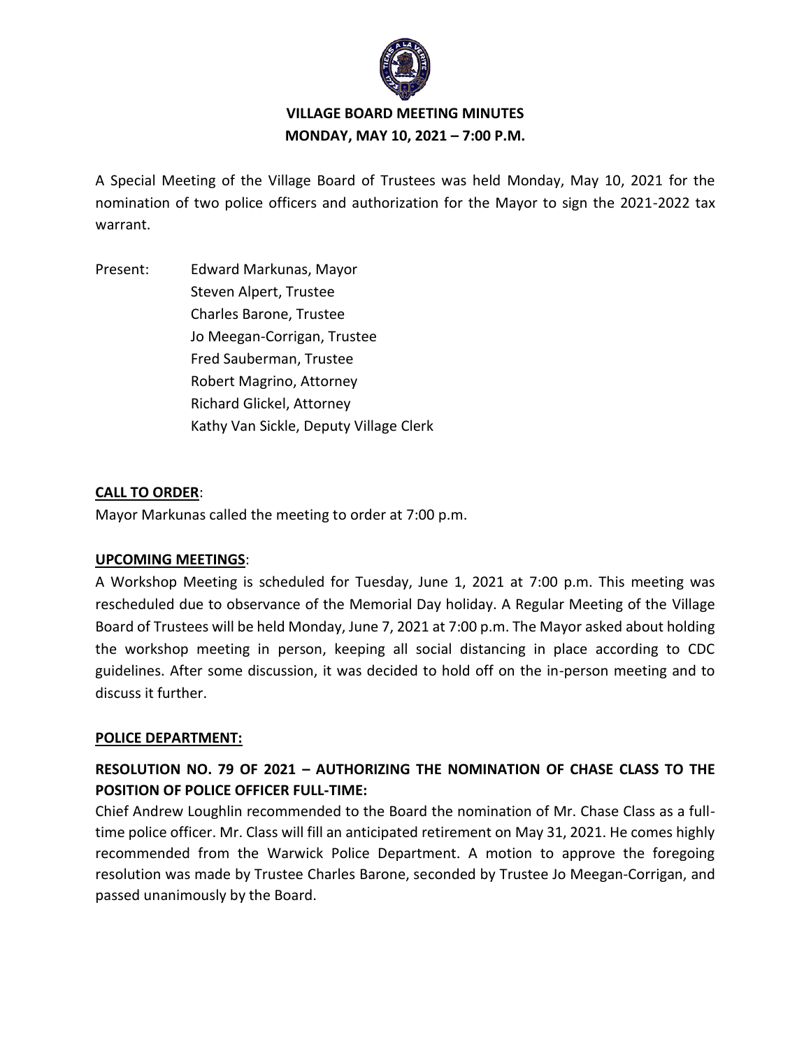# VILLAGE BOARD MEETING MINUTES
## MONDAY, MAY 10, 2021 – 7:00 P.M.

A Special Meeting of the Village Board of Trustees was held Monday, May 10, 2021 for the nomination of two police officers and authorization for the Mayor to sign the 2021-2022 tax warrant.

Present:
Edward Markunas, Mayor
Steven Alpert, Trustee
Charles Barone, Trustee
Jo Meegan-Corrigan, Trustee
Fred Sauberman, Trustee
Robert Magrino, Attorney
Richard Glickel, Attorney
Kathy Van Sickle, Deputy Village Clerk

**CALL TO ORDER**:

Mayor Markunas called the meeting to order at 7:00 p.m.

**UPCOMING MEETINGS**:

A Workshop Meeting is scheduled for Tuesday, June 1, 2021 at 7:00 p.m. This meeting was rescheduled due to observance of the Memorial Day holiday. A Regular Meeting of the Village Board of Trustees will be held Monday, June 7, 2021 at 7:00 p.m. The Mayor asked about holding the workshop meeting in person, keeping all social distancing in place according to CDC guidelines. After some discussion, it was decided to hold off on the in-person meeting and to discuss it further.

**POLICE DEPARTMENT:**

**RESOLUTION NO. 79 OF 2021 – AUTHORIZING THE NOMINATION OF CHASE CLASS TO THE POSITION OF POLICE OFFICER FULL-TIME:**

Chief Andrew Loughlin recommended to the Board the nomination of Mr. Chase Class as a full-time police officer. Mr. Class will fill an anticipated retirement on May 31, 2021. He comes highly recommended from the Warwick Police Department. A motion to approve the foregoing resolution was made by Trustee Charles Barone, seconded by Trustee Jo Meegan-Corrigan, and passed unanimously by the Board.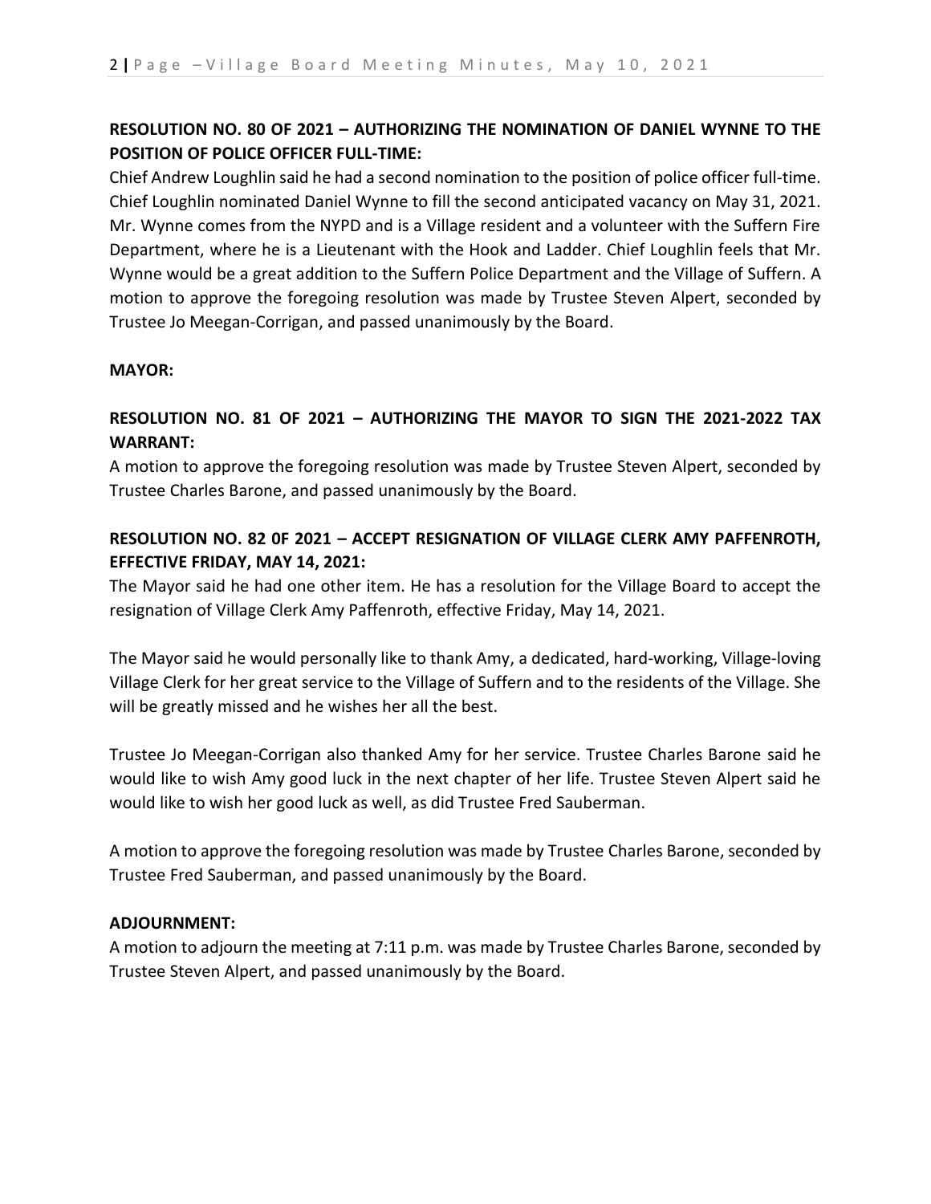**RESOLUTION NO. 80 OF 2021 – AUTHORIZING THE NOMINATION OF DANIEL WYNNE TO THE POSITION OF POLICE OFFICER FULL-TIME:**

Chief Andrew Loughlin said he had a second nomination to the position of police officer full-time. Chief Loughlin nominated Daniel Wynne to fill the second anticipated vacancy on May 31, 2021. Mr. Wynne comes from the NYPD and is a Village resident and a volunteer with the Suffern Fire Department, where he is a Lieutenant with the Hook and Ladder. Chief Loughlin feels that Mr. Wynne would be a great addition to the Suffern Police Department and the Village of Suffern. A motion to approve the foregoing resolution was made by Trustee Steven Alpert, seconded by Trustee Jo Meegan-Corrigan, and passed unanimously by the Board.

**MAYOR:**

**RESOLUTION NO. 81 OF 2021 – AUTHORIZING THE MAYOR TO SIGN THE 2021-2022 TAX WARRANT:**

A motion to approve the foregoing resolution was made by Trustee Steven Alpert, seconded by Trustee Charles Barone, and passed unanimously by the Board.

**RESOLUTION NO. 82 0F 2021 – ACCEPT RESIGNATION OF VILLAGE CLERK AMY PAFFENROTH, EFFECTIVE FRIDAY, MAY 14, 2021:**

The Mayor said he had one other item. He has a resolution for the Village Board to accept the resignation of Village Clerk Amy Paffenroth, effective Friday, May 14, 2021.

The Mayor said he would personally like to thank Amy, a dedicated, hard-working, Village-loving Village Clerk for her great service to the Village of Suffern and to the residents of the Village. She will be greatly missed and he wishes her all the best.

Trustee Jo Meegan-Corrigan also thanked Amy for her service. Trustee Charles Barone said he would like to wish Amy good luck in the next chapter of her life. Trustee Steven Alpert said he would like to wish her good luck as well, as did Trustee Fred Sauberman.

A motion to approve the foregoing resolution was made by Trustee Charles Barone, seconded by Trustee Fred Sauberman, and passed unanimously by the Board.

**ADJOURNMENT:**

A motion to adjourn the meeting at 7:11 p.m. was made by Trustee Charles Barone, seconded by Trustee Steven Alpert, and passed unanimously by the Board.